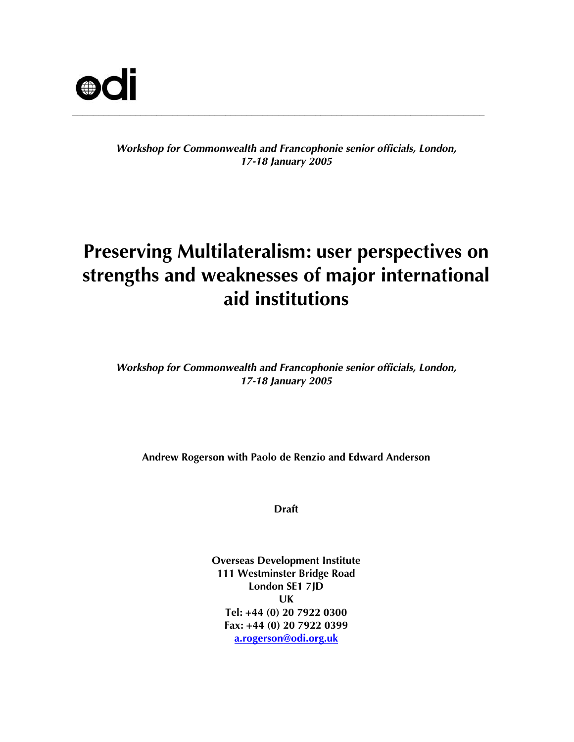odi

---

*Workshop for Commonwealth and Francophonie senior officials, London, 17-18 January 2005*

# Preserving Multilateralism: user perspectives on strengths and weaknesses of major international aid institutions

*Workshop for Commonwealth and Francophonie senior officials, London, 17-18 January 2005*

**Andrew Rogerson with Paolo de Renzio and Edward Anderson**

**Draft**

**Overseas Development Institute**
**111 Westminster Bridge Road**
**London SE1 7JD**
**UK**
**Tel: +44 (0) 20 7922 0300**
**Fax: +44 (0) 20 7922 0399**
**a.rogerson@odi.org.uk**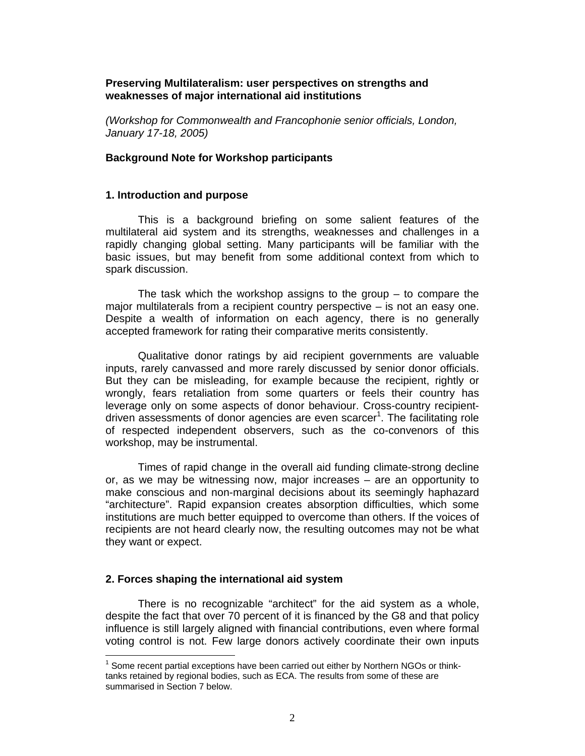**Preserving Multilateralism: user perspectives on strengths and weaknesses of major international aid institutions**

*(Workshop for Commonwealth and Francophonie senior officials, London, January 17-18, 2005)*

**Background Note for Workshop participants**

## 1. Introduction and purpose

This is a background briefing on some salient features of the multilateral aid system and its strengths, weaknesses and challenges in a rapidly changing global setting. Many participants will be familiar with the basic issues, but may benefit from some additional context from which to spark discussion.

The task which the workshop assigns to the group – to compare the major multilaterals from a recipient country perspective – is not an easy one. Despite a wealth of information on each agency, there is no generally accepted framework for rating their comparative merits consistently.

Qualitative donor ratings by aid recipient governments are valuable inputs, rarely canvassed and more rarely discussed by senior donor officials. But they can be misleading, for example because the recipient, rightly or wrongly, fears retaliation from some quarters or feels their country has leverage only on some aspects of donor behaviour. Cross-country recipient-driven assessments of donor agencies are even scarcer[1]. The facilitating role of respected independent observers, such as the co-convenors of this workshop, may be instrumental.

Times of rapid change in the overall aid funding climate-strong decline or, as we may be witnessing now, major increases – are an opportunity to make conscious and non-marginal decisions about its seemingly haphazard "architecture". Rapid expansion creates absorption difficulties, which some institutions are much better equipped to overcome than others. If the voices of recipients are not heard clearly now, the resulting outcomes may not be what they want or expect.

## 2. Forces shaping the international aid system

There is no recognizable "architect" for the aid system as a whole, despite the fact that over 70 percent of it is financed by the G8 and that policy influence is still largely aligned with financial contributions, even where formal voting control is not. Few large donors actively coordinate their own inputs

[1] Some recent partial exceptions have been carried out either by Northern NGOs or think-tanks retained by regional bodies, such as ECA. The results from some of these are summarised in Section 7 below.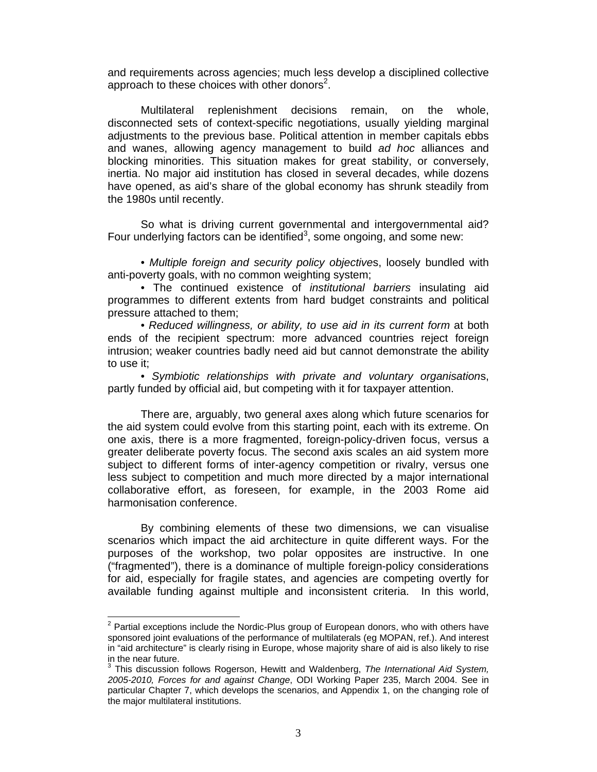and requirements across agencies; much less develop a disciplined collective approach to these choices with other donors[2].

Multilateral replenishment decisions remain, on the whole, disconnected sets of context-specific negotiations, usually yielding marginal adjustments to the previous base. Political attention in member capitals ebbs and wanes, allowing agency management to build *ad hoc* alliances and blocking minorities. This situation makes for great stability, or conversely, inertia. No major aid institution has closed in several decades, while dozens have opened, as aid's share of the global economy has shrunk steadily from the 1980s until recently.

So what is driving current governmental and intergovernmental aid? Four underlying factors can be identified[3], some ongoing, and some new:

- *Multiple foreign and security policy objectives*, loosely bundled with anti-poverty goals, with no common weighting system;
- The continued existence of *institutional barriers* insulating aid programmes to different extents from hard budget constraints and political pressure attached to them;
- *Reduced willingness, or ability, to use aid in its current form* at both ends of the recipient spectrum: more advanced countries reject foreign intrusion; weaker countries badly need aid but cannot demonstrate the ability to use it;
- *Symbiotic relationships with private and voluntary organisations*, partly funded by official aid, but competing with it for taxpayer attention.

There are, arguably, two general axes along which future scenarios for the aid system could evolve from this starting point, each with its extreme. On one axis, there is a more fragmented, foreign-policy-driven focus, versus a greater deliberate poverty focus. The second axis scales an aid system more subject to different forms of inter-agency competition or rivalry, versus one less subject to competition and much more directed by a major international collaborative effort, as foreseen, for example, in the 2003 Rome aid harmonisation conference.

By combining elements of these two dimensions, we can visualise scenarios which impact the aid architecture in quite different ways. For the purposes of the workshop, two polar opposites are instructive. In one ("fragmented"), there is a dominance of multiple foreign-policy considerations for aid, especially for fragile states, and agencies are competing overtly for available funding against multiple and inconsistent criteria. In this world,

---

[2] Partial exceptions include the Nordic-Plus group of European donors, who with others have sponsored joint evaluations of the performance of multilaterals (eg MOPAN, ref.). And interest in "aid architecture" is clearly rising in Europe, whose majority share of aid is also likely to rise in the near future.

[3] This discussion follows Rogerson, Hewitt and Waldenberg, *The International Aid System, 2005-2010, Forces for and against Change*, ODI Working Paper 235, March 2004. See in particular Chapter 7, which develops the scenarios, and Appendix 1, on the changing role of the major multilateral institutions.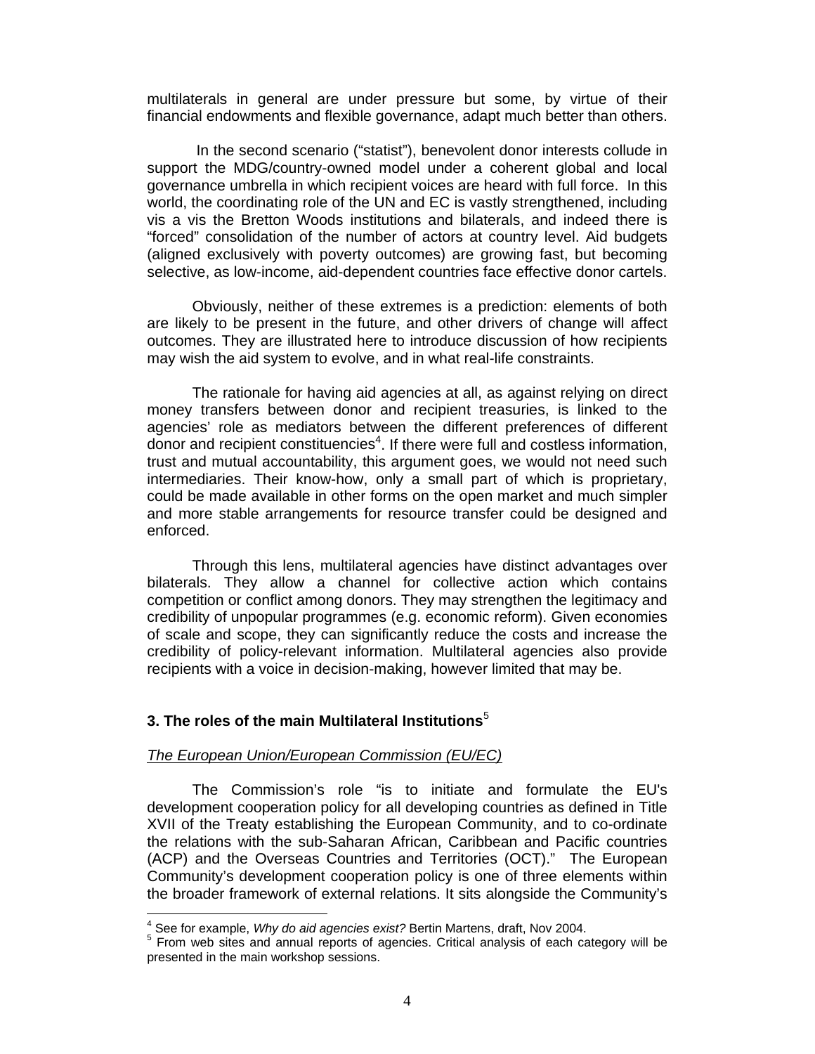multilaterals in general are under pressure but some, by virtue of their financial endowments and flexible governance, adapt much better than others.

In the second scenario ("statist"), benevolent donor interests collude in support the MDG/country-owned model under a coherent global and local governance umbrella in which recipient voices are heard with full force. In this world, the coordinating role of the UN and EC is vastly strengthened, including vis a vis the Bretton Woods institutions and bilaterals, and indeed there is "forced" consolidation of the number of actors at country level. Aid budgets (aligned exclusively with poverty outcomes) are growing fast, but becoming selective, as low-income, aid-dependent countries face effective donor cartels.

Obviously, neither of these extremes is a prediction: elements of both are likely to be present in the future, and other drivers of change will affect outcomes. They are illustrated here to introduce discussion of how recipients may wish the aid system to evolve, and in what real-life constraints.

The rationale for having aid agencies at all, as against relying on direct money transfers between donor and recipient treasuries, is linked to the agencies' role as mediators between the different preferences of different donor and recipient constituencies[4]. If there were full and costless information, trust and mutual accountability, this argument goes, we would not need such intermediaries. Their know-how, only a small part of which is proprietary, could be made available in other forms on the open market and much simpler and more stable arrangements for resource transfer could be designed and enforced.

Through this lens, multilateral agencies have distinct advantages over bilaterals. They allow a channel for collective action which contains competition or conflict among donors. They may strengthen the legitimacy and credibility of unpopular programmes (e.g. economic reform). Given economies of scale and scope, they can significantly reduce the costs and increase the credibility of policy-relevant information. Multilateral agencies also provide recipients with a voice in decision-making, however limited that may be.

## 3. The roles of the main Multilateral Institutions[5]

*The European Union/European Commission (EU/EC)*

The Commission's role "is to initiate and formulate the EU's development cooperation policy for all developing countries as defined in Title XVII of the Treaty establishing the European Community, and to co-ordinate the relations with the sub-Saharan African, Caribbean and Pacific countries (ACP) and the Overseas Countries and Territories (OCT)." The European Community's development cooperation policy is one of three elements within the broader framework of external relations. It sits alongside the Community's

---

[4] See for example, *Why do aid agencies exist?* Bertin Martens, draft, Nov 2004.

[5] From web sites and annual reports of agencies. Critical analysis of each category will be presented in the main workshop sessions.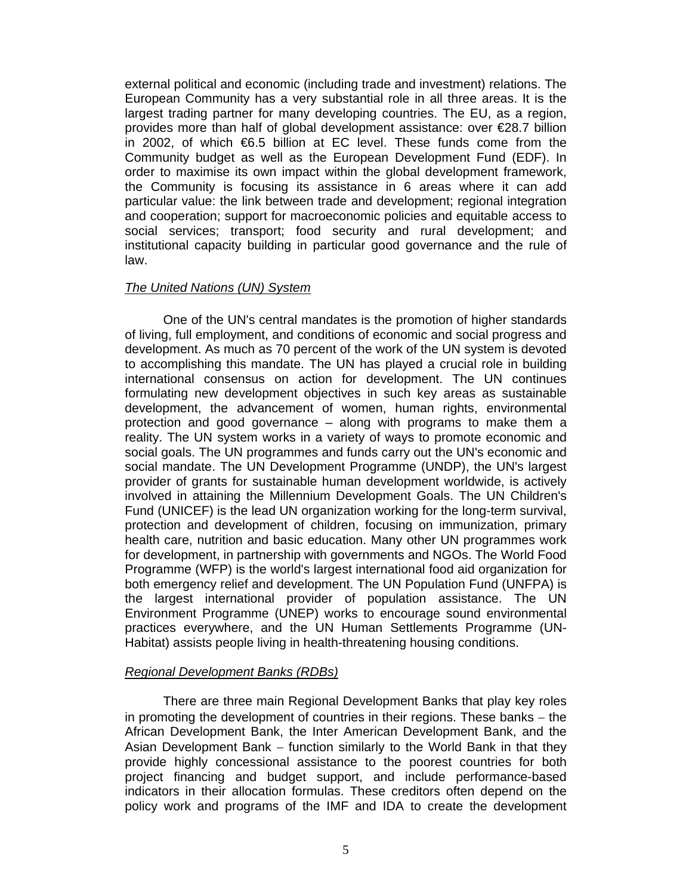external political and economic (including trade and investment) relations. The European Community has a very substantial role in all three areas. It is the largest trading partner for many developing countries. The EU, as a region, provides more than half of global development assistance: over €28.7 billion in 2002, of which €6.5 billion at EC level. These funds come from the Community budget as well as the European Development Fund (EDF). In order to maximise its own impact within the global development framework, the Community is focusing its assistance in 6 areas where it can add particular value: the link between trade and development; regional integration and cooperation; support for macroeconomic policies and equitable access to social services; transport; food security and rural development; and institutional capacity building in particular good governance and the rule of law.

*The United Nations (UN) System*

One of the UN's central mandates is the promotion of higher standards of living, full employment, and conditions of economic and social progress and development. As much as 70 percent of the work of the UN system is devoted to accomplishing this mandate. The UN has played a crucial role in building international consensus on action for development. The UN continues formulating new development objectives in such key areas as sustainable development, the advancement of women, human rights, environmental protection and good governance – along with programs to make them a reality. The UN system works in a variety of ways to promote economic and social goals. The UN programmes and funds carry out the UN's economic and social mandate. The UN Development Programme (UNDP), the UN's largest provider of grants for sustainable human development worldwide, is actively involved in attaining the Millennium Development Goals. The UN Children's Fund (UNICEF) is the lead UN organization working for the long-term survival, protection and development of children, focusing on immunization, primary health care, nutrition and basic education. Many other UN programmes work for development, in partnership with governments and NGOs. The World Food Programme (WFP) is the world's largest international food aid organization for both emergency relief and development. The UN Population Fund (UNFPA) is the largest international provider of population assistance. The UN Environment Programme (UNEP) works to encourage sound environmental practices everywhere, and the UN Human Settlements Programme (UN-Habitat) assists people living in health-threatening housing conditions.

*Regional Development Banks (RDBs)*

There are three main Regional Development Banks that play key roles in promoting the development of countries in their regions. These banks – the African Development Bank, the Inter American Development Bank, and the Asian Development Bank – function similarly to the World Bank in that they provide highly concessional assistance to the poorest countries for both project financing and budget support, and include performance-based indicators in their allocation formulas. These creditors often depend on the policy work and programs of the IMF and IDA to create the development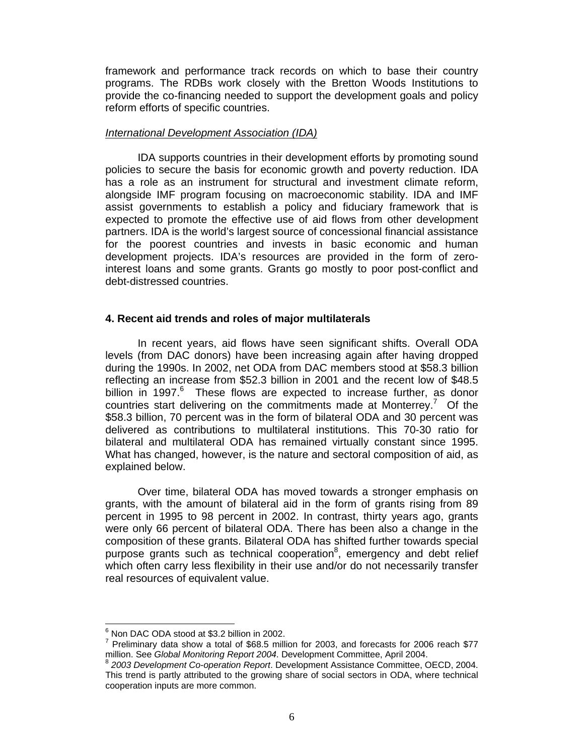framework and performance track records on which to base their country programs. The RDBs work closely with the Bretton Woods Institutions to provide the co-financing needed to support the development goals and policy reform efforts of specific countries.

*International Development Association (IDA)*

IDA supports countries in their development efforts by promoting sound policies to secure the basis for economic growth and poverty reduction. IDA has a role as an instrument for structural and investment climate reform, alongside IMF program focusing on macroeconomic stability. IDA and IMF assist governments to establish a policy and fiduciary framework that is expected to promote the effective use of aid flows from other development partners. IDA is the world's largest source of concessional financial assistance for the poorest countries and invests in basic economic and human development projects. IDA's resources are provided in the form of zero-interest loans and some grants. Grants go mostly to poor post-conflict and debt-distressed countries.

## 4. Recent aid trends and roles of major multilaterals

In recent years, aid flows have seen significant shifts. Overall ODA levels (from DAC donors) have been increasing again after having dropped during the 1990s. In 2002, net ODA from DAC members stood at $58.3 billion reflecting an increase from $52.3 billion in 2001 and the recent low of $48.5 billion in 1997.[6] These flows are expected to increase further, as donor countries start delivering on the commitments made at Monterrey.[7] Of the $58.3 billion, 70 percent was in the form of bilateral ODA and 30 percent was delivered as contributions to multilateral institutions. This 70-30 ratio for bilateral and multilateral ODA has remained virtually constant since 1995. What has changed, however, is the nature and sectoral composition of aid, as explained below.

Over time, bilateral ODA has moved towards a stronger emphasis on grants, with the amount of bilateral aid in the form of grants rising from 89 percent in 1995 to 98 percent in 2002. In contrast, thirty years ago, grants were only 66 percent of bilateral ODA. There has been also a change in the composition of these grants. Bilateral ODA has shifted further towards special purpose grants such as technical cooperation[8], emergency and debt relief which often carry less flexibility in their use and/or do not necessarily transfer real resources of equivalent value.

---

[6] Non DAC ODA stood at $3.2 billion in 2002.

[7] Preliminary data show a total of $68.5 million for 2003, and forecasts for 2006 reach $77 million. See *Global Monitoring Report 2004*. Development Committee, April 2004.

[8] *2003 Development Co-operation Report*. Development Assistance Committee, OECD, 2004. This trend is partly attributed to the growing share of social sectors in ODA, where technical cooperation inputs are more common.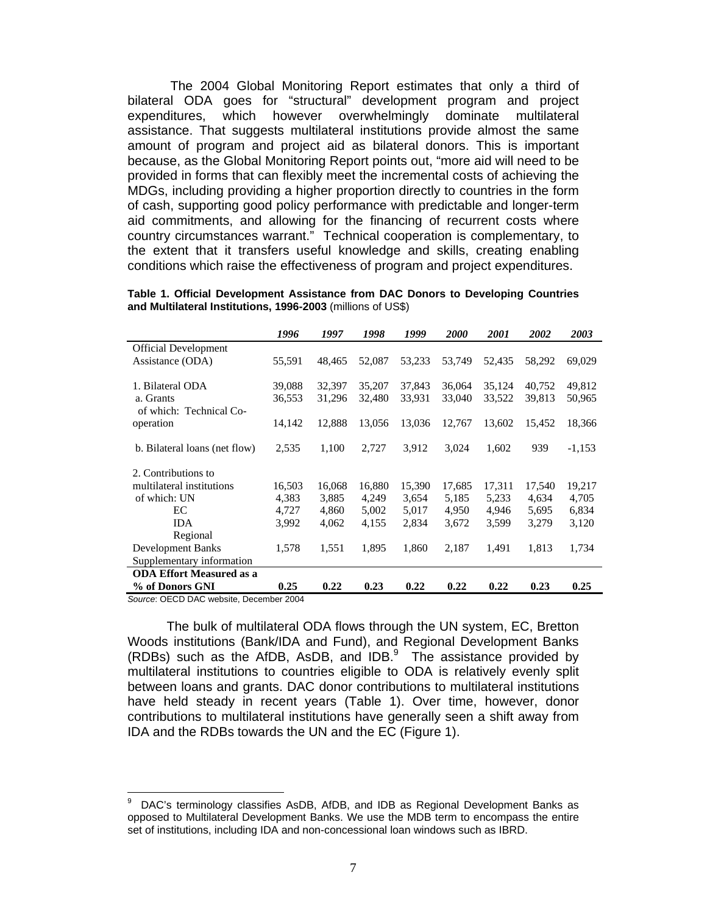The 2004 Global Monitoring Report estimates that only a third of bilateral ODA goes for "structural" development program and project expenditures, which however overwhelmingly dominate multilateral assistance. That suggests multilateral institutions provide almost the same amount of program and project aid as bilateral donors. This is important because, as the Global Monitoring Report points out, "more aid will need to be provided in forms that can flexibly meet the incremental costs of achieving the MDGs, including providing a higher proportion directly to countries in the form of cash, supporting good policy performance with predictable and longer-term aid commitments, and allowing for the financing of recurrent costs where country circumstances warrant." Technical cooperation is complementary, to the extent that it transfers useful knowledge and skills, creating enabling conditions which raise the effectiveness of program and project expenditures.

**Table 1. Official Development Assistance from DAC Donors to Developing Countries and Multilateral Institutions, 1996-2003** (millions of US$)

| | *1996* | *1997* | *1998* | *1999* | *2000* | *2001* | *2002* | *2003* |
|---|---|---|---|---|---|---|---|---|
| Official Development Assistance (ODA) | 55,591 | 48,465 | 52,087 | 53,233 | 53,749 | 52,435 | 58,292 | 69,029 |
| 1. Bilateral ODA | 39,088 | 32,397 | 35,207 | 37,843 | 36,064 | 35,124 | 40,752 | 49,812 |
| a. Grants | 36,553 | 31,296 | 32,480 | 33,931 | 33,040 | 33,522 | 39,813 | 50,965 |
| of which: Technical Co-operation | 14,142 | 12,888 | 13,056 | 13,036 | 12,767 | 13,602 | 15,452 | 18,366 |
| b. Bilateral loans (net flow) | 2,535 | 1,100 | 2,727 | 3,912 | 3,024 | 1,602 | 939 | -1,153 |
| 2. Contributions to multilateral institutions | 16,503 | 16,068 | 16,880 | 15,390 | 17,685 | 17,311 | 17,540 | 19,217 |
| of which: UN | 4,383 | 3,885 | 4,249 | 3,654 | 5,185 | 5,233 | 4,634 | 4,705 |
| EC | 4,727 | 4,860 | 5,002 | 5,017 | 4,950 | 4,946 | 5,695 | 6,834 |
| IDA | 3,992 | 4,062 | 4,155 | 2,834 | 3,672 | 3,599 | 3,279 | 3,120 |
| Regional Development Banks | 1,578 | 1,551 | 1,895 | 1,860 | 2,187 | 1,491 | 1,813 | 1,734 |
| Supplementary information | | | | | | | | |
| **ODA Effort Measured as a % of Donors GNI** | **0.25** | **0.22** | **0.23** | **0.22** | **0.22** | **0.22** | **0.23** | **0.25** |

*Source*: OECD DAC website, December 2004

The bulk of multilateral ODA flows through the UN system, EC, Bretton Woods institutions (Bank/IDA and Fund), and Regional Development Banks (RDBs) such as the AfDB, AsDB, and IDB.[9] The assistance provided by multilateral institutions to countries eligible to ODA is relatively evenly split between loans and grants. DAC donor contributions to multilateral institutions have held steady in recent years (Table 1). Over time, however, donor contributions to multilateral institutions have generally seen a shift away from IDA and the RDBs towards the UN and the EC (Figure 1).

[9] DAC's terminology classifies AsDB, AfDB, and IDB as Regional Development Banks as opposed to Multilateral Development Banks. We use the MDB term to encompass the entire set of institutions, including IDA and non-concessional loan windows such as IBRD.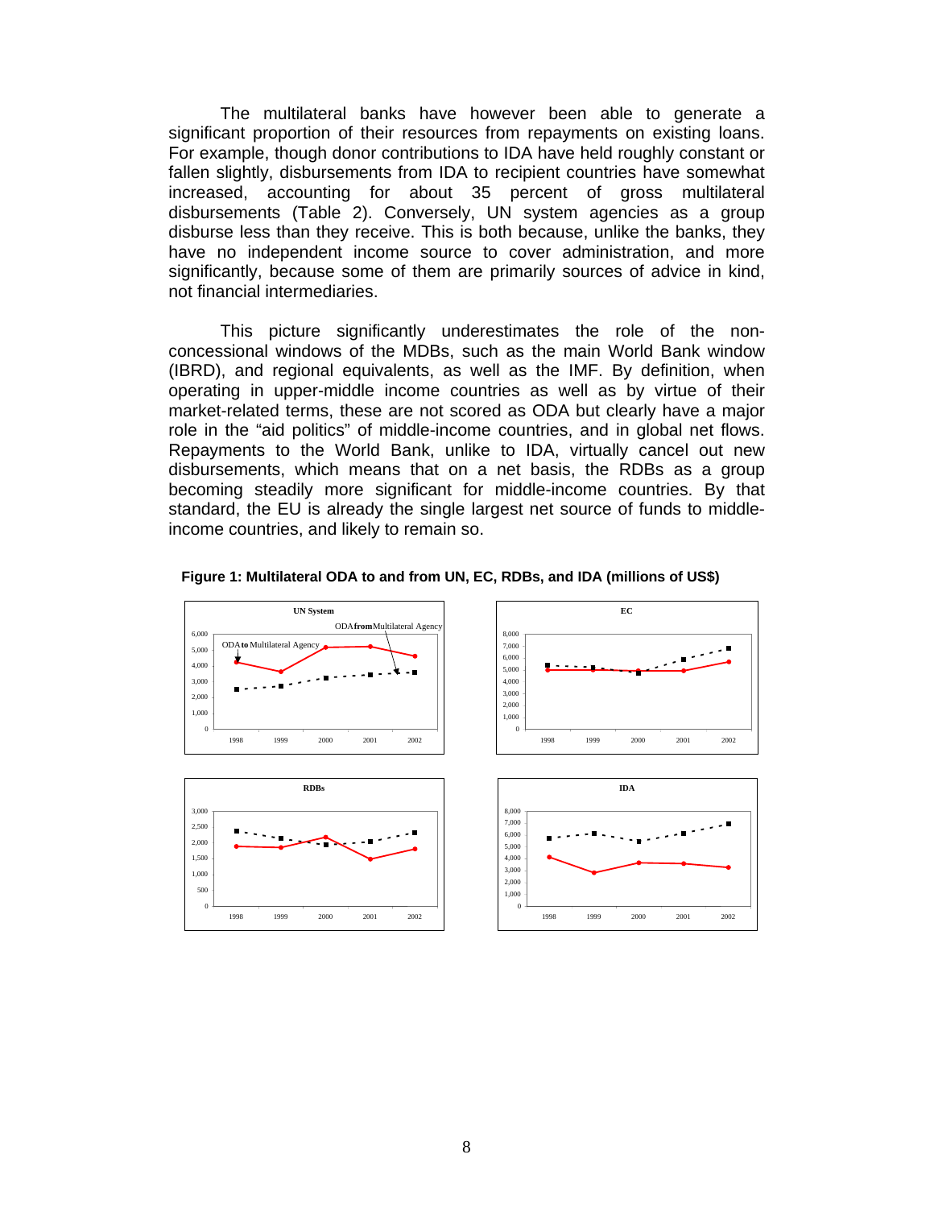The multilateral banks have however been able to generate a significant proportion of their resources from repayments on existing loans. For example, though donor contributions to IDA have held roughly constant or fallen slightly, disbursements from IDA to recipient countries have somewhat increased, accounting for about 35 percent of gross multilateral disbursements (Table 2). Conversely, UN system agencies as a group disburse less than they receive. This is both because, unlike the banks, they have no independent income source to cover administration, and more significantly, because some of them are primarily sources of advice in kind, not financial intermediaries.

This picture significantly underestimates the role of the non-concessional windows of the MDBs, such as the main World Bank window (IBRD), and regional equivalents, as well as the IMF. By definition, when operating in upper-middle income countries as well as by virtue of their market-related terms, these are not scored as ODA but clearly have a major role in the "aid politics" of middle-income countries, and in global net flows. Repayments to the World Bank, unlike to IDA, virtually cancel out new disbursements, which means that on a net basis, the RDBs as a group becoming steadily more significant for middle-income countries. By that standard, the EU is already the single largest net source of funds to middle-income countries, and likely to remain so.

**Figure 1: Multilateral ODA to and from UN, EC, RDBs, and IDA (millions of US$)**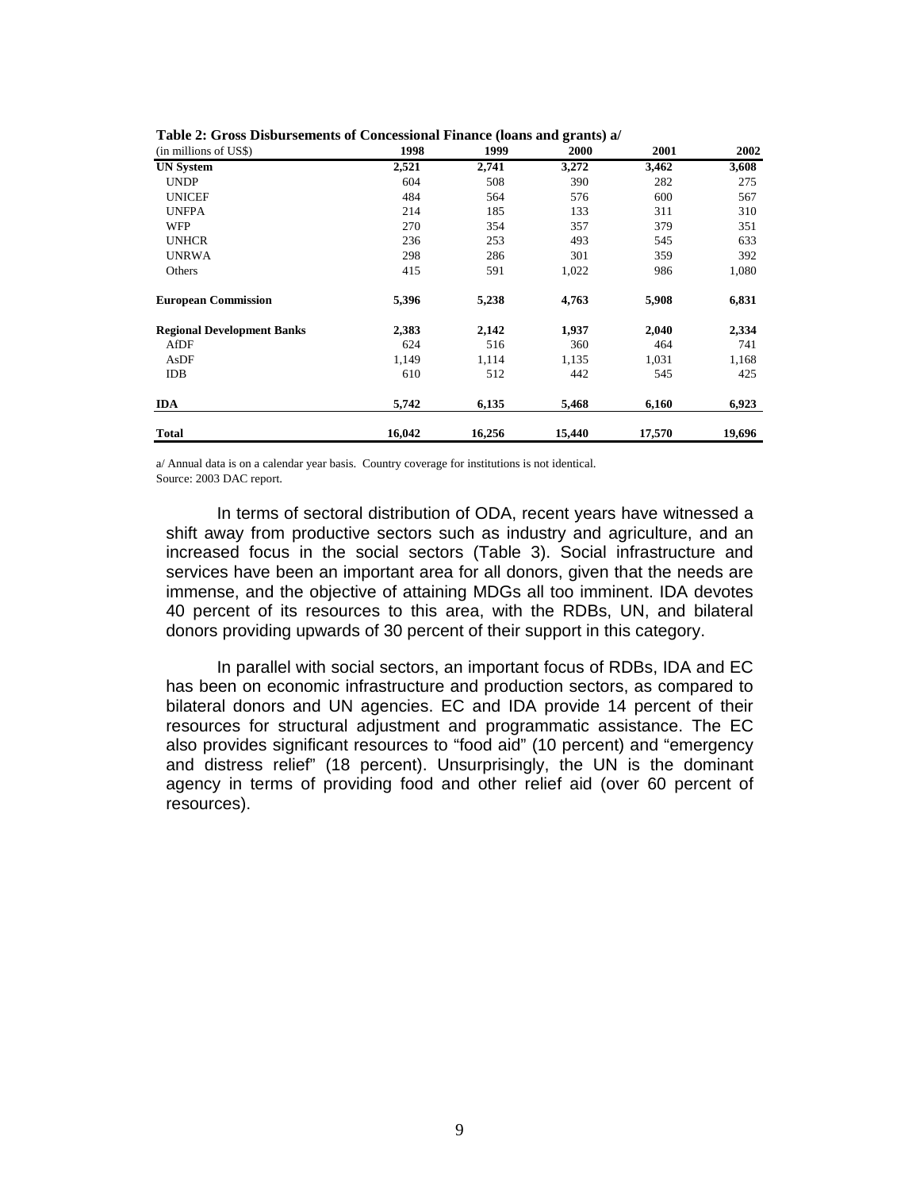**Table 2: Gross Disbursements of Concessional Finance (loans and grants) a/**

| (in millions of US$) | 1998 | 1999 | 2000 | 2001 | 2002 |
|---|---|---|---|---|---|
| **UN System** | **2,521** | **2,741** | **3,272** | **3,462** | **3,608** |
| UNDP | 604 | 508 | 390 | 282 | 275 |
| UNICEF | 484 | 564 | 576 | 600 | 567 |
| UNFPA | 214 | 185 | 133 | 311 | 310 |
| WFP | 270 | 354 | 357 | 379 | 351 |
| UNHCR | 236 | 253 | 493 | 545 | 633 |
| UNRWA | 298 | 286 | 301 | 359 | 392 |
| Others | 415 | 591 | 1,022 | 986 | 1,080 |
| **European Commission** | **5,396** | **5,238** | **4,763** | **5,908** | **6,831** |
| **Regional Development Banks** | **2,383** | **2,142** | **1,937** | **2,040** | **2,334** |
| AfDF | 624 | 516 | 360 | 464 | 741 |
| AsDF | 1,149 | 1,114 | 1,135 | 1,031 | 1,168 |
| IDB | 610 | 512 | 442 | 545 | 425 |
| **IDA** | **5,742** | **6,135** | **5,468** | **6,160** | **6,923** |
| **Total** | **16,042** | **16,256** | **15,440** | **17,570** | **19,696** |

a/ Annual data is on a calendar year basis. Country coverage for institutions is not identical.
Source: 2003 DAC report.

In terms of sectoral distribution of ODA, recent years have witnessed a shift away from productive sectors such as industry and agriculture, and an increased focus in the social sectors (Table 3). Social infrastructure and services have been an important area for all donors, given that the needs are immense, and the objective of attaining MDGs all too imminent. IDA devotes 40 percent of its resources to this area, with the RDBs, UN, and bilateral donors providing upwards of 30 percent of their support in this category.

In parallel with social sectors, an important focus of RDBs, IDA and EC has been on economic infrastructure and production sectors, as compared to bilateral donors and UN agencies. EC and IDA provide 14 percent of their resources for structural adjustment and programmatic assistance. The EC also provides significant resources to "food aid" (10 percent) and "emergency and distress relief" (18 percent). Unsurprisingly, the UN is the dominant agency in terms of providing food and other relief aid (over 60 percent of resources).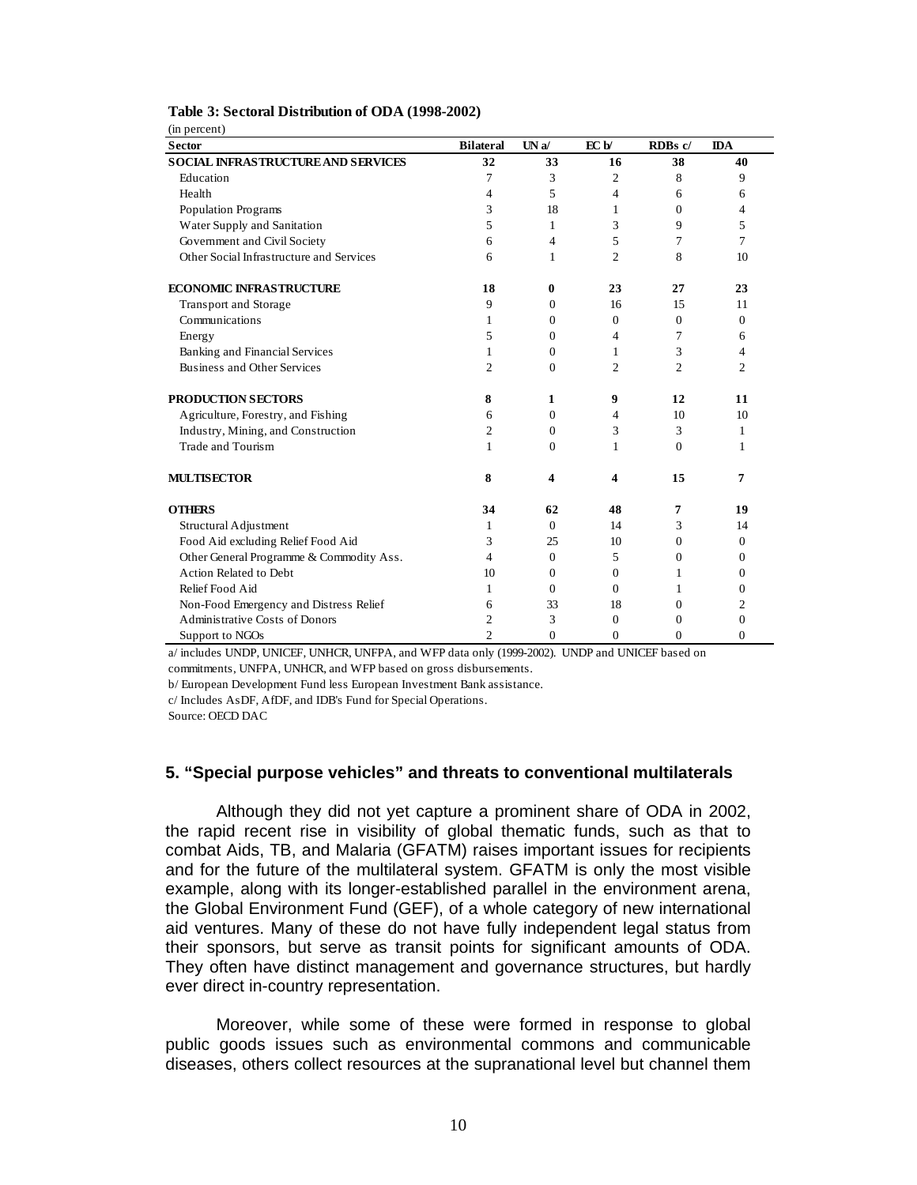**Table 3: Sectoral Distribution of ODA (1998-2002)**

(in percent)

| Sector | Bilateral | UN a/ | EC b/ | RDBs c/ | IDA |
|---|---|---|---|---|---|
| **SOCIAL INFRASTRUCTURE AND SERVICES** | **32** | **33** | **16** | **38** | **40** |
| Education | 7 | 3 | 2 | 8 | 9 |
| Health | 4 | 5 | 4 | 6 | 6 |
| Population Programs | 3 | 18 | 1 | 0 | 4 |
| Water Supply and Sanitation | 5 | 1 | 3 | 9 | 5 |
| Government and Civil Society | 6 | 4 | 5 | 7 | 7 |
| Other Social Infrastructure and Services | 6 | 1 | 2 | 8 | 10 |
| **ECONOMIC INFRASTRUCTURE** | **18** | **0** | **23** | **27** | **23** |
| Transport and Storage | 9 | 0 | 16 | 15 | 11 |
| Communications | 1 | 0 | 0 | 0 | 0 |
| Energy | 5 | 0 | 4 | 7 | 6 |
| Banking and Financial Services | 1 | 0 | 1 | 3 | 4 |
| Business and Other Services | 2 | 0 | 2 | 2 | 2 |
| **PRODUCTION SECTORS** | **8** | **1** | **9** | **12** | **11** |
| Agriculture, Forestry, and Fishing | 6 | 0 | 4 | 10 | 10 |
| Industry, Mining, and Construction | 2 | 0 | 3 | 3 | 1 |
| Trade and Tourism | 1 | 0 | 1 | 0 | 1 |
| **MULTISECTOR** | **8** | **4** | **4** | **15** | **7** |
| **OTHERS** | **34** | **62** | **48** | **7** | **19** |
| Structural Adjustment | 1 | 0 | 14 | 3 | 14 |
| Food Aid excluding Relief Food Aid | 3 | 25 | 10 | 0 | 0 |
| Other General Programme & Commodity Ass. | 4 | 0 | 5 | 0 | 0 |
| Action Related to Debt | 10 | 0 | 0 | 1 | 0 |
| Relief Food Aid | 1 | 0 | 0 | 1 | 0 |
| Non-Food Emergency and Distress Relief | 6 | 33 | 18 | 0 | 2 |
| Administrative Costs of Donors | 2 | 3 | 0 | 0 | 0 |
| Support to NGOs | 2 | 0 | 0 | 0 | 0 |

a/ includes UNDP, UNICEF, UNHCR, UNFPA, and WFP data only (1999-2002). UNDP and UNICEF based on commitments, UNFPA, UNHCR, and WFP based on gross disbursements.

b/ European Development Fund less European Investment Bank assistance.

c/ Includes AsDF, AfDF, and IDB's Fund for Special Operations.

Source: OECD DAC

## 5. "Special purpose vehicles" and threats to conventional multilaterals

Although they did not yet capture a prominent share of ODA in 2002, the rapid recent rise in visibility of global thematic funds, such as that to combat Aids, TB, and Malaria (GFATM) raises important issues for recipients and for the future of the multilateral system. GFATM is only the most visible example, along with its longer-established parallel in the environment arena, the Global Environment Fund (GEF), of a whole category of new international aid ventures. Many of these do not have fully independent legal status from their sponsors, but serve as transit points for significant amounts of ODA. They often have distinct management and governance structures, but hardly ever direct in-country representation.

Moreover, while some of these were formed in response to global public goods issues such as environmental commons and communicable diseases, others collect resources at the supranational level but channel them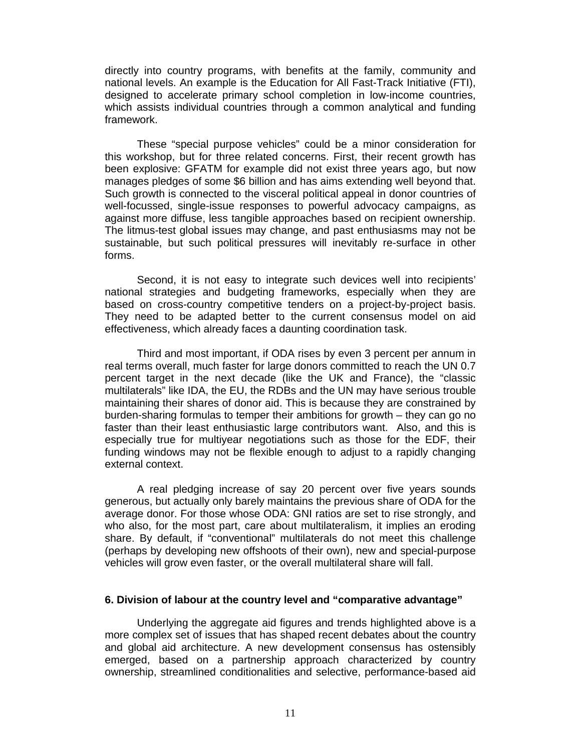directly into country programs, with benefits at the family, community and national levels. An example is the Education for All Fast-Track Initiative (FTI), designed to accelerate primary school completion in low-income countries, which assists individual countries through a common analytical and funding framework.

These "special purpose vehicles" could be a minor consideration for this workshop, but for three related concerns. First, their recent growth has been explosive: GFATM for example did not exist three years ago, but now manages pledges of some $6 billion and has aims extending well beyond that. Such growth is connected to the visceral political appeal in donor countries of well-focussed, single-issue responses to powerful advocacy campaigns, as against more diffuse, less tangible approaches based on recipient ownership. The litmus-test global issues may change, and past enthusiasms may not be sustainable, but such political pressures will inevitably re-surface in other forms.

Second, it is not easy to integrate such devices well into recipients' national strategies and budgeting frameworks, especially when they are based on cross-country competitive tenders on a project-by-project basis. They need to be adapted better to the current consensus model on aid effectiveness, which already faces a daunting coordination task.

Third and most important, if ODA rises by even 3 percent per annum in real terms overall, much faster for large donors committed to reach the UN 0.7 percent target in the next decade (like the UK and France), the "classic multilaterals" like IDA, the EU, the RDBs and the UN may have serious trouble maintaining their shares of donor aid. This is because they are constrained by burden-sharing formulas to temper their ambitions for growth – they can go no faster than their least enthusiastic large contributors want. Also, and this is especially true for multiyear negotiations such as those for the EDF, their funding windows may not be flexible enough to adjust to a rapidly changing external context.

A real pledging increase of say 20 percent over five years sounds generous, but actually only barely maintains the previous share of ODA for the average donor. For those whose ODA: GNI ratios are set to rise strongly, and who also, for the most part, care about multilateralism, it implies an eroding share. By default, if "conventional" multilaterals do not meet this challenge (perhaps by developing new offshoots of their own), new and special-purpose vehicles will grow even faster, or the overall multilateral share will fall.

## 6. Division of labour at the country level and "comparative advantage"

Underlying the aggregate aid figures and trends highlighted above is a more complex set of issues that has shaped recent debates about the country and global aid architecture. A new development consensus has ostensibly emerged, based on a partnership approach characterized by country ownership, streamlined conditionalities and selective, performance-based aid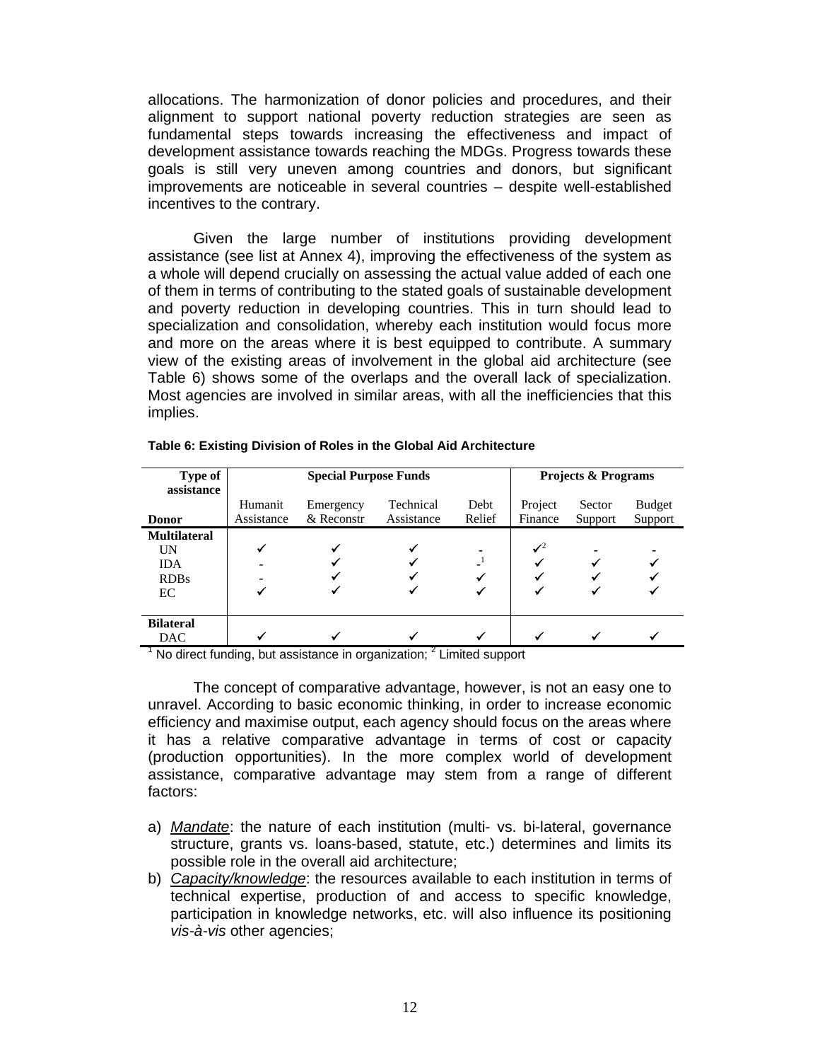allocations. The harmonization of donor policies and procedures, and their alignment to support national poverty reduction strategies are seen as fundamental steps towards increasing the effectiveness and impact of development assistance towards reaching the MDGs. Progress towards these goals is still very uneven among countries and donors, but significant improvements are noticeable in several countries – despite well-established incentives to the contrary.

Given the large number of institutions providing development assistance (see list at Annex 4), improving the effectiveness of the system as a whole will depend crucially on assessing the actual value added of each one of them in terms of contributing to the stated goals of sustainable development and poverty reduction in developing countries. This in turn should lead to specialization and consolidation, whereby each institution would focus more and more on the areas where it is best equipped to contribute. A summary view of the existing areas of involvement in the global aid architecture (see Table 6) shows some of the overlaps and the overall lack of specialization. Most agencies are involved in similar areas, with all the inefficiencies that this implies.

**Table 6: Existing Division of Roles in the Global Aid Architecture**

| Type of assistance | Special Purpose Funds | | | | Projects & Programs | | |
|---|---|---|---|---|---|---|---|
| **Donor** | Humanit Assistance | Emergency & Reconstr | Technical Assistance | Debt Relief | Project Finance | Sector Support | Budget Support |
| **Multilateral** | | | | | | | |
| UN | ✓ | ✓ | ✓ | - | ✓[2] | - | - |
| IDA | - | ✓ | ✓ | -[1] | ✓ | ✓ | ✓ |
| RDBs | - | ✓ | ✓ | ✓ | ✓ | ✓ | ✓ |
| EC | ✓ | ✓ | ✓ | ✓ | ✓ | ✓ | ✓ |
| **Bilateral** | | | | | | | |
| DAC | ✓ | ✓ | ✓ | ✓ | ✓ | ✓ | ✓ |

[1] No direct funding, but assistance in organization; [2] Limited support

The concept of comparative advantage, however, is not an easy one to unravel. According to basic economic thinking, in order to increase economic efficiency and maximise output, each agency should focus on the areas where it has a relative comparative advantage in terms of cost or capacity (production opportunities). In the more complex world of development assistance, comparative advantage may stem from a range of different factors:

a) *Mandate*: the nature of each institution (multi- vs. bi-lateral, governance structure, grants vs. loans-based, statute, etc.) determines and limits its possible role in the overall aid architecture;
b) *Capacity/knowledge*: the resources available to each institution in terms of technical expertise, production of and access to specific knowledge, participation in knowledge networks, etc. will also influence its positioning *vis-à-vis* other agencies;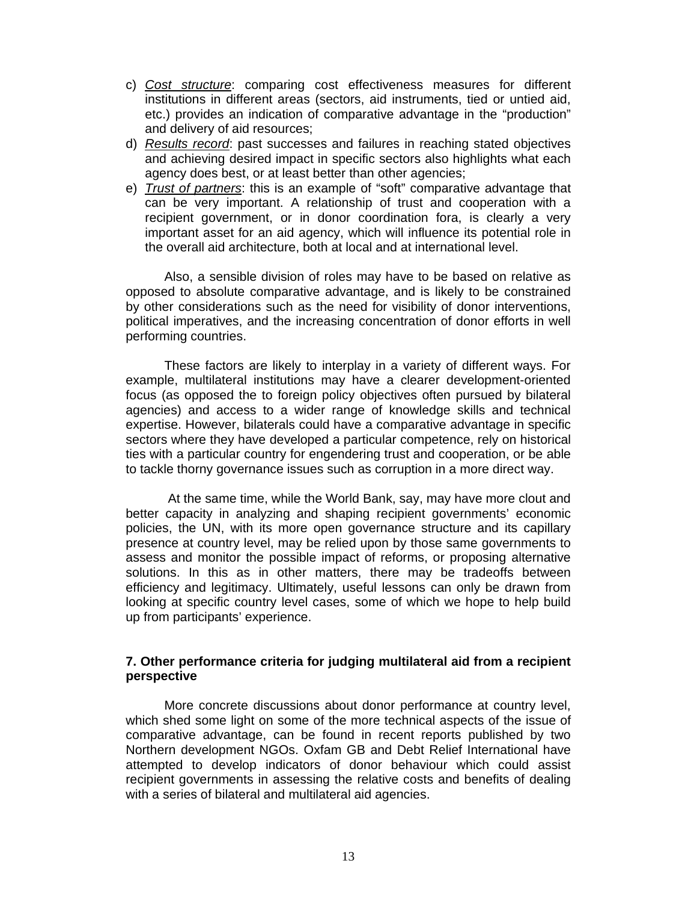c) *Cost structure*: comparing cost effectiveness measures for different institutions in different areas (sectors, aid instruments, tied or untied aid, etc.) provides an indication of comparative advantage in the "production" and delivery of aid resources;
d) *Results record*: past successes and failures in reaching stated objectives and achieving desired impact in specific sectors also highlights what each agency does best, or at least better than other agencies;
e) *Trust of partners*: this is an example of "soft" comparative advantage that can be very important. A relationship of trust and cooperation with a recipient government, or in donor coordination fora, is clearly a very important asset for an aid agency, which will influence its potential role in the overall aid architecture, both at local and at international level.

Also, a sensible division of roles may have to be based on relative as opposed to absolute comparative advantage, and is likely to be constrained by other considerations such as the need for visibility of donor interventions, political imperatives, and the increasing concentration of donor efforts in well performing countries.

These factors are likely to interplay in a variety of different ways. For example, multilateral institutions may have a clearer development-oriented focus (as opposed the to foreign policy objectives often pursued by bilateral agencies) and access to a wider range of knowledge skills and technical expertise. However, bilaterals could have a comparative advantage in specific sectors where they have developed a particular competence, rely on historical ties with a particular country for engendering trust and cooperation, or be able to tackle thorny governance issues such as corruption in a more direct way.

At the same time, while the World Bank, say, may have more clout and better capacity in analyzing and shaping recipient governments' economic policies, the UN, with its more open governance structure and its capillary presence at country level, may be relied upon by those same governments to assess and monitor the possible impact of reforms, or proposing alternative solutions. In this as in other matters, there may be tradeoffs between efficiency and legitimacy. Ultimately, useful lessons can only be drawn from looking at specific country level cases, some of which we hope to help build up from participants' experience.

### 7. Other performance criteria for judging multilateral aid from a recipient perspective

More concrete discussions about donor performance at country level, which shed some light on some of the more technical aspects of the issue of comparative advantage, can be found in recent reports published by two Northern development NGOs. Oxfam GB and Debt Relief International have attempted to develop indicators of donor behaviour which could assist recipient governments in assessing the relative costs and benefits of dealing with a series of bilateral and multilateral aid agencies.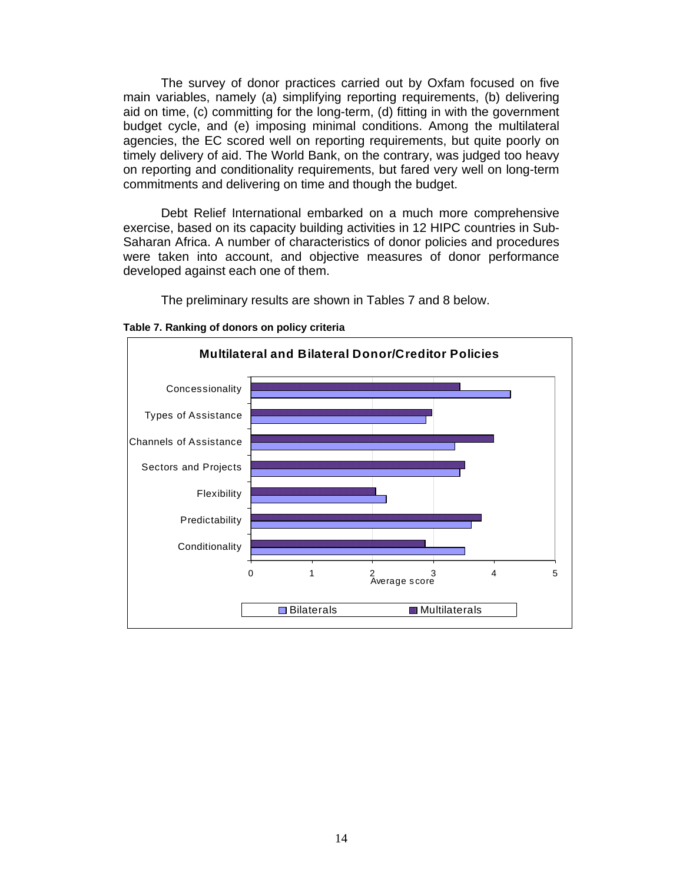The survey of donor practices carried out by Oxfam focused on five main variables, namely (a) simplifying reporting requirements, (b) delivering aid on time, (c) committing for the long-term, (d) fitting in with the government budget cycle, and (e) imposing minimal conditions. Among the multilateral agencies, the EC scored well on reporting requirements, but quite poorly on timely delivery of aid. The World Bank, on the contrary, was judged too heavy on reporting and conditionality requirements, but fared very well on long-term commitments and delivering on time and though the budget.

Debt Relief International embarked on a much more comprehensive exercise, based on its capacity building activities in 12 HIPC countries in Sub-Saharan Africa. A number of characteristics of donor policies and procedures were taken into account, and objective measures of donor performance developed against each one of them.

The preliminary results are shown in Tables 7 and 8 below.

**Table 7. Ranking of donors on policy criteria**

**Multilateral and Bilateral Donor/Creditor Policies**

| Criterion | Bilaterals | Multilaterals |
|---|---|---|
| Concessionality | 4.27 | 3.44 |
| Types of Assistance | 2.88 | 2.98 |
| Channels of Assistance | 3.36 | 4.0 |
| Sectors and Projects | 3.44 | 3.52 |
| Flexibility | 2.23 | 2.06 |
| Predictability | 3.63 | 3.79 |
| Conditionality | 3.52 | 2.87 |

Average score (0–5)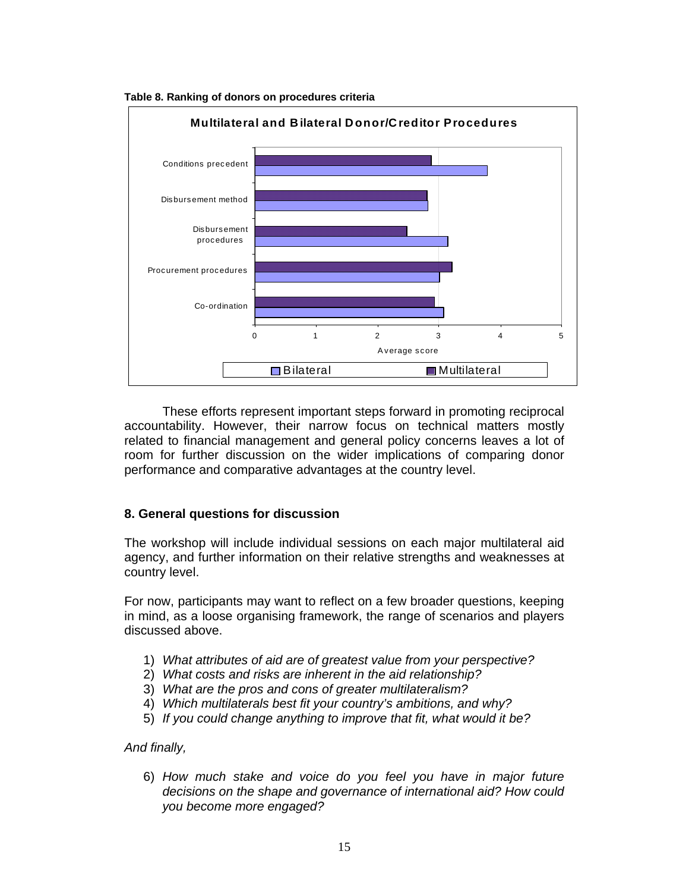**Table 8. Ranking of donors on procedures criteria**

Multilateral and Bilateral Donor/Creditor Procedures

Conditions precedent

Disbursement method

Disbursement procedures

Procurement procedures

Co-ordination

0 1 2 3 4 5

Average score

Bilateral Multilateral

These efforts represent important steps forward in promoting reciprocal accountability. However, their narrow focus on technical matters mostly related to financial management and general policy concerns leaves a lot of room for further discussion on the wider implications of comparing donor performance and comparative advantages at the country level.

## 8. General questions for discussion

The workshop will include individual sessions on each major multilateral aid agency, and further information on their relative strengths and weaknesses at country level.

For now, participants may want to reflect on a few broader questions, keeping in mind, as a loose organising framework, the range of scenarios and players discussed above.

1) *What attributes of aid are of greatest value from your perspective?*
2) *What costs and risks are inherent in the aid relationship?*
3) *What are the pros and cons of greater multilateralism?*
4) *Which multilaterals best fit your country's ambitions, and why?*
5) *If you could change anything to improve that fit, what would it be?*

*And finally,*

6) *How much stake and voice do you feel you have in major future decisions on the shape and governance of international aid? How could you become more engaged?*